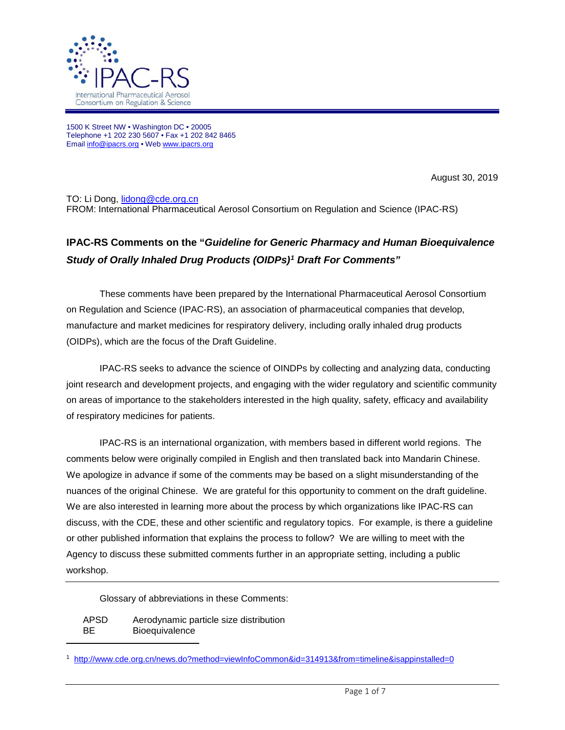IPAC-RS

International Pharmaceutical Aerosol Consortium on Regulation & Science

1500 K Street NW • Washington DC • 20005
Telephone +1 202 230 5607 • Fax +1 202 842 8465
Email info@ipacrs.org • Web www.ipacrs.org

August 30, 2019

TO: Li Dong, lidong@cde.org.cn
FROM: International Pharmaceutical Aerosol Consortium on Regulation and Science (IPAC-RS)

## IPAC-RS Comments on the "*Guideline for Generic Pharmacy and Human Bioequivalence Study of Orally Inhaled Drug Products (OIDPs)*[1] *Draft For Comments"*

These comments have been prepared by the International Pharmaceutical Aerosol Consortium on Regulation and Science (IPAC-RS), an association of pharmaceutical companies that develop, manufacture and market medicines for respiratory delivery, including orally inhaled drug products (OIDPs), which are the focus of the Draft Guideline.

IPAC-RS seeks to advance the science of OINDPs by collecting and analyzing data, conducting joint research and development projects, and engaging with the wider regulatory and scientific community on areas of importance to the stakeholders interested in the high quality, safety, efficacy and availability of respiratory medicines for patients.

IPAC-RS is an international organization, with members based in different world regions. The comments below were originally compiled in English and then translated back into Mandarin Chinese. We apologize in advance if some of the comments may be based on a slight misunderstanding of the nuances of the original Chinese. We are grateful for this opportunity to comment on the draft guideline. We are also interested in learning more about the process by which organizations like IPAC-RS can discuss, with the CDE, these and other scientific and regulatory topics. For example, is there a guideline or other published information that explains the process to follow? We are willing to meet with the Agency to discuss these submitted comments further in an appropriate setting, including a public workshop.

---

Glossary of abbreviations in these Comments:

| | |
|---|---|
| APSD | Aerodynamic particle size distribution |
| BE | Bioequivalence |

---

[1] http://www.cde.org.cn/news.do?method=viewInfoCommon&id=314913&from=timeline&isappinstalled=0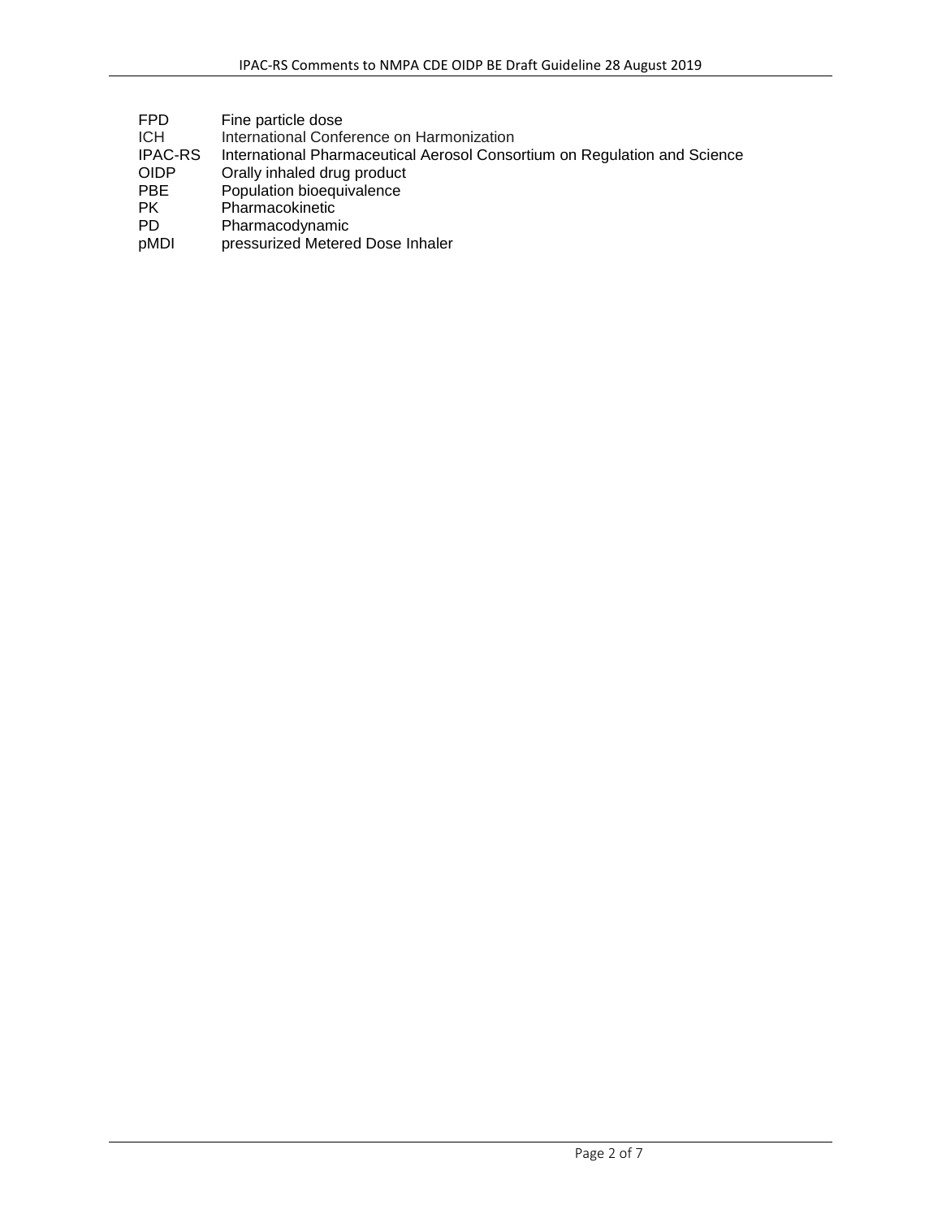| | |
|---|---|
| FPD | Fine particle dose |
| ICH | International Conference on Harmonization |
| IPAC-RS | International Pharmaceutical Aerosol Consortium on Regulation and Science |
| OIDP | Orally inhaled drug product |
| PBE | Population bioequivalence |
| PK | Pharmacokinetic |
| PD | Pharmacodynamic |
| pMDI | pressurized Metered Dose Inhaler |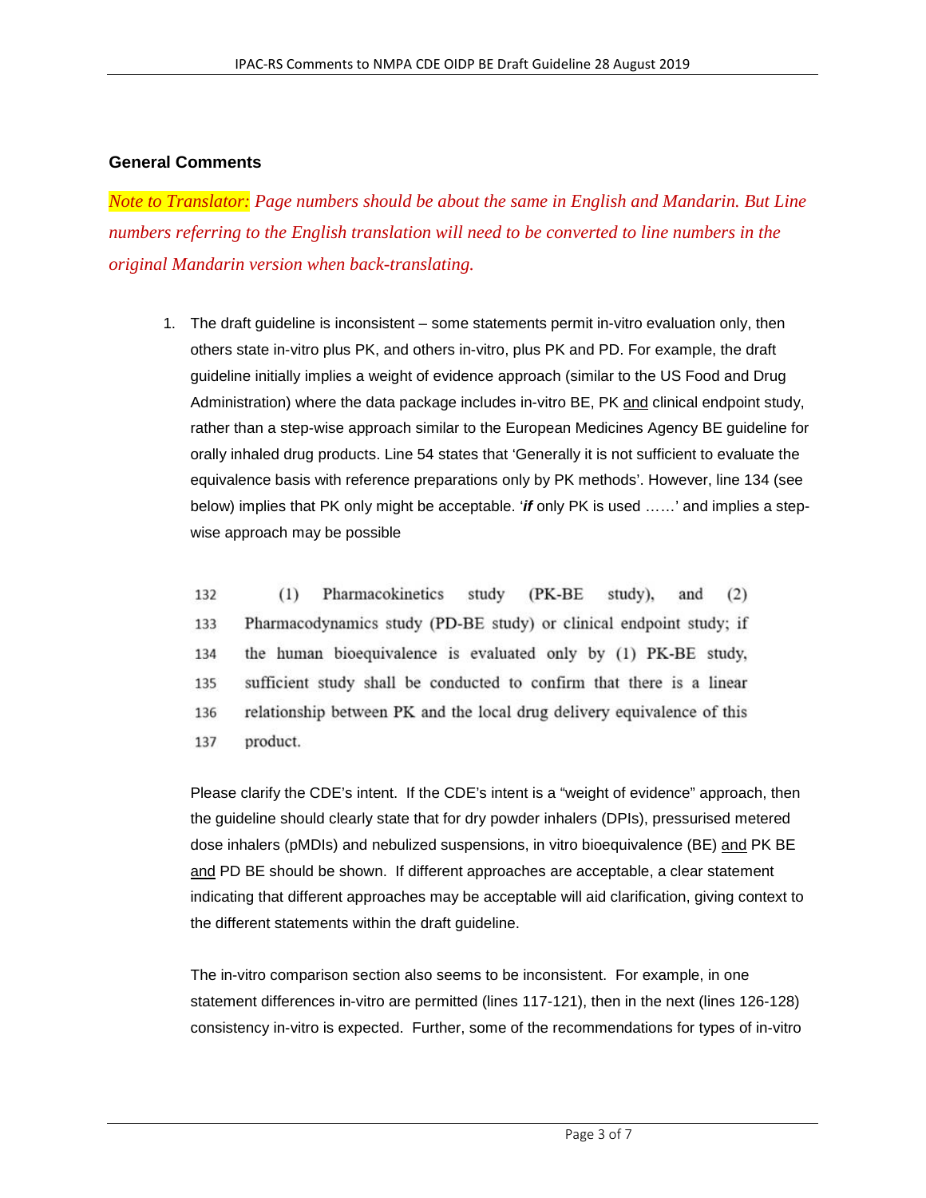### General Comments

*Note to Translator: Page numbers should be about the same in English and Mandarin. But Line numbers referring to the English translation will need to be converted to line numbers in the original Mandarin version when back-translating.*

1. The draft guideline is inconsistent – some statements permit in-vitro evaluation only, then others state in-vitro plus PK, and others in-vitro, plus PK and PD. For example, the draft guideline initially implies a weight of evidence approach (similar to the US Food and Drug Administration) where the data package includes in-vitro BE, PK and clinical endpoint study, rather than a step-wise approach similar to the European Medicines Agency BE guideline for orally inhaled drug products. Line 54 states that 'Generally it is not sufficient to evaluate the equivalence basis with reference preparations only by PK methods'. However, line 134 (see below) implies that PK only might be acceptable. '***if*** only PK is used ……' and implies a step-wise approach may be possible

   132 (1) Pharmacokinetics study (PK-BE study), and (2)
   133 Pharmacodynamics study (PD-BE study) or clinical endpoint study; if
   134 the human bioequivalence is evaluated only by (1) PK-BE study,
   135 sufficient study shall be conducted to confirm that there is a linear
   136 relationship between PK and the local drug delivery equivalence of this
   137 product.

   Please clarify the CDE's intent. If the CDE's intent is a "weight of evidence" approach, then the guideline should clearly state that for dry powder inhalers (DPIs), pressurised metered dose inhalers (pMDIs) and nebulized suspensions, in vitro bioequivalence (BE) and PK BE and PD BE should be shown. If different approaches are acceptable, a clear statement indicating that different approaches may be acceptable will aid clarification, giving context to the different statements within the draft guideline.

   The in-vitro comparison section also seems to be inconsistent. For example, in one statement differences in-vitro are permitted (lines 117-121), then in the next (lines 126-128) consistency in-vitro is expected. Further, some of the recommendations for types of in-vitro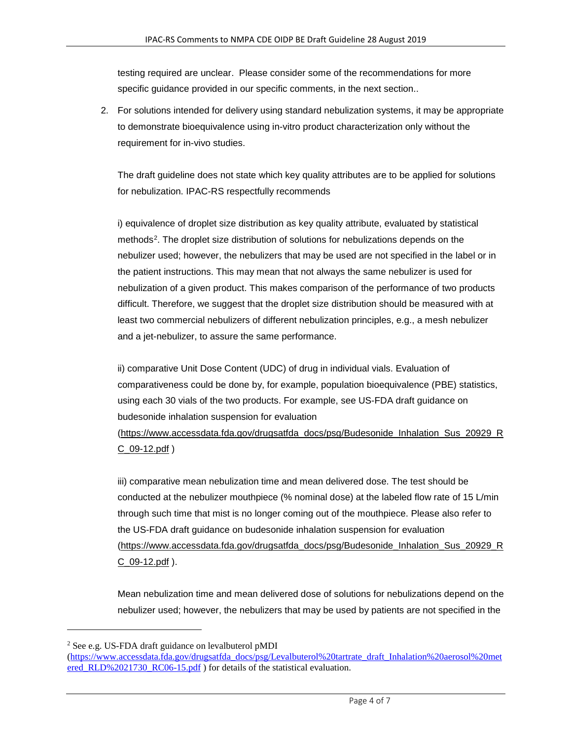testing required are unclear. Please consider some of the recommendations for more specific guidance provided in our specific comments, in the next section..

2. For solutions intended for delivery using standard nebulization systems, it may be appropriate to demonstrate bioequivalence using in-vitro product characterization only without the requirement for in-vivo studies.

   The draft guideline does not state which key quality attributes are to be applied for solutions for nebulization. IPAC-RS respectfully recommends

   i) equivalence of droplet size distribution as key quality attribute, evaluated by statistical methods[2]. The droplet size distribution of solutions for nebulizations depends on the nebulizer used; however, the nebulizers that may be used are not specified in the label or in the patient instructions. This may mean that not always the same nebulizer is used for nebulization of a given product. This makes comparison of the performance of two products difficult. Therefore, we suggest that the droplet size distribution should be measured with at least two commercial nebulizers of different nebulization principles, e.g., a mesh nebulizer and a jet-nebulizer, to assure the same performance.

   ii) comparative Unit Dose Content (UDC) of drug in individual vials. Evaluation of comparativeness could be done by, for example, population bioequivalence (PBE) statistics, using each 30 vials of the two products. For example, see US-FDA draft guidance on budesonide inhalation suspension for evaluation (https://www.accessdata.fda.gov/drugsatfda_docs/psg/Budesonide_Inhalation_Sus_20929_RC_09-12.pdf )

   iii) comparative mean nebulization time and mean delivered dose. The test should be conducted at the nebulizer mouthpiece (% nominal dose) at the labeled flow rate of 15 L/min through such time that mist is no longer coming out of the mouthpiece. Please also refer to the US-FDA draft guidance on budesonide inhalation suspension for evaluation (https://www.accessdata.fda.gov/drugsatfda_docs/psg/Budesonide_Inhalation_Sus_20929_RC_09-12.pdf ).

   Mean nebulization time and mean delivered dose of solutions for nebulizations depend on the nebulizer used; however, the nebulizers that may be used by patients are not specified in the

---

[2] See e.g. US-FDA draft guidance on levalbuterol pMDI (https://www.accessdata.fda.gov/drugsatfda_docs/psg/Levalbuterol%20tartrate_draft_Inhalation%20aerosol%20metered_RLD%2021730_RC06-15.pdf ) for details of the statistical evaluation.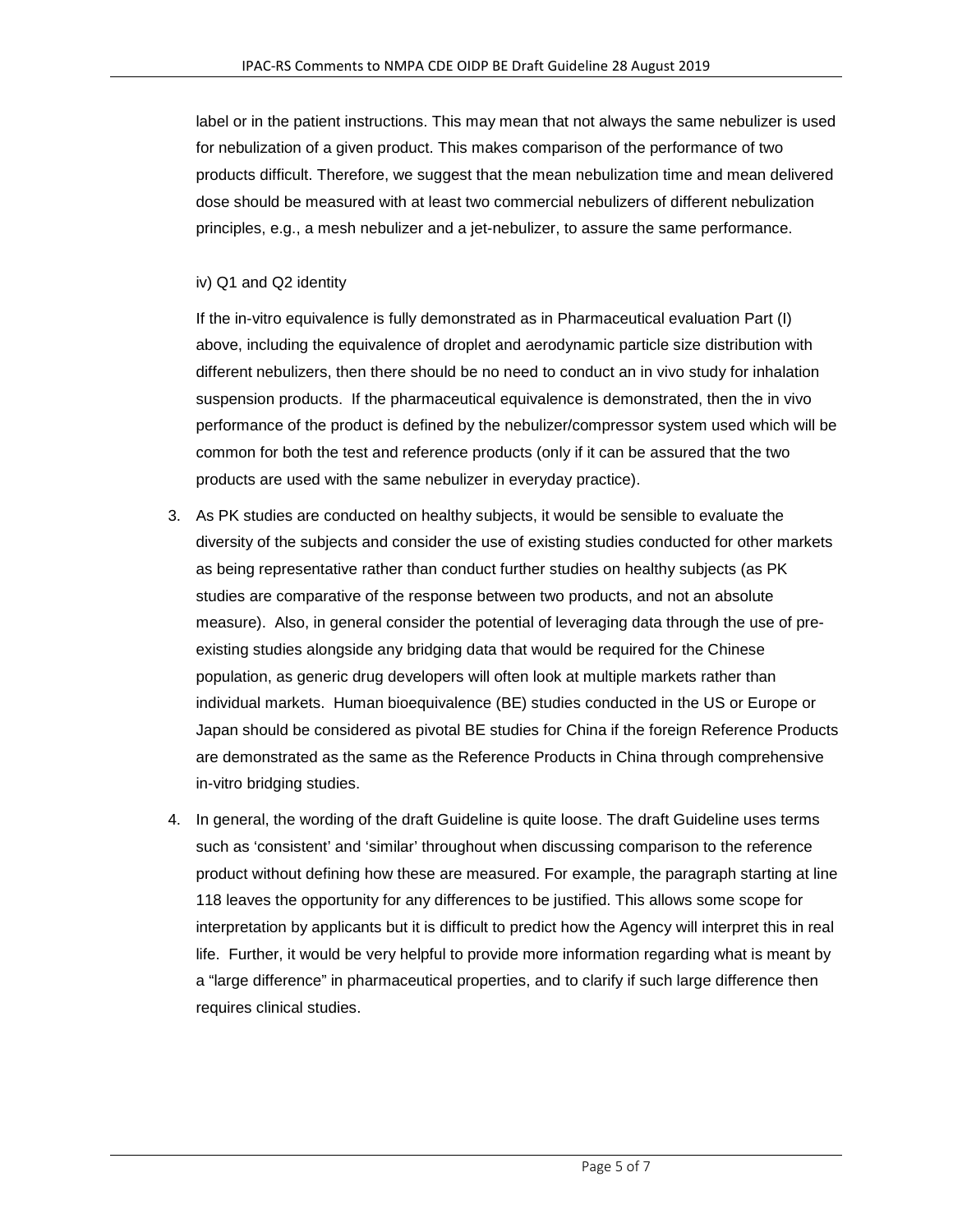label or in the patient instructions. This may mean that not always the same nebulizer is used for nebulization of a given product. This makes comparison of the performance of two products difficult. Therefore, we suggest that the mean nebulization time and mean delivered dose should be measured with at least two commercial nebulizers of different nebulization principles, e.g., a mesh nebulizer and a jet-nebulizer, to assure the same performance.

iv) Q1 and Q2 identity

If the in-vitro equivalence is fully demonstrated as in Pharmaceutical evaluation Part (I) above, including the equivalence of droplet and aerodynamic particle size distribution with different nebulizers, then there should be no need to conduct an in vivo study for inhalation suspension products. If the pharmaceutical equivalence is demonstrated, then the in vivo performance of the product is defined by the nebulizer/compressor system used which will be common for both the test and reference products (only if it can be assured that the two products are used with the same nebulizer in everyday practice).

3. As PK studies are conducted on healthy subjects, it would be sensible to evaluate the diversity of the subjects and consider the use of existing studies conducted for other markets as being representative rather than conduct further studies on healthy subjects (as PK studies are comparative of the response between two products, and not an absolute measure). Also, in general consider the potential of leveraging data through the use of pre-existing studies alongside any bridging data that would be required for the Chinese population, as generic drug developers will often look at multiple markets rather than individual markets. Human bioequivalence (BE) studies conducted in the US or Europe or Japan should be considered as pivotal BE studies for China if the foreign Reference Products are demonstrated as the same as the Reference Products in China through comprehensive in-vitro bridging studies.

4. In general, the wording of the draft Guideline is quite loose. The draft Guideline uses terms such as 'consistent' and 'similar' throughout when discussing comparison to the reference product without defining how these are measured. For example, the paragraph starting at line 118 leaves the opportunity for any differences to be justified. This allows some scope for interpretation by applicants but it is difficult to predict how the Agency will interpret this in real life. Further, it would be very helpful to provide more information regarding what is meant by a "large difference" in pharmaceutical properties, and to clarify if such large difference then requires clinical studies.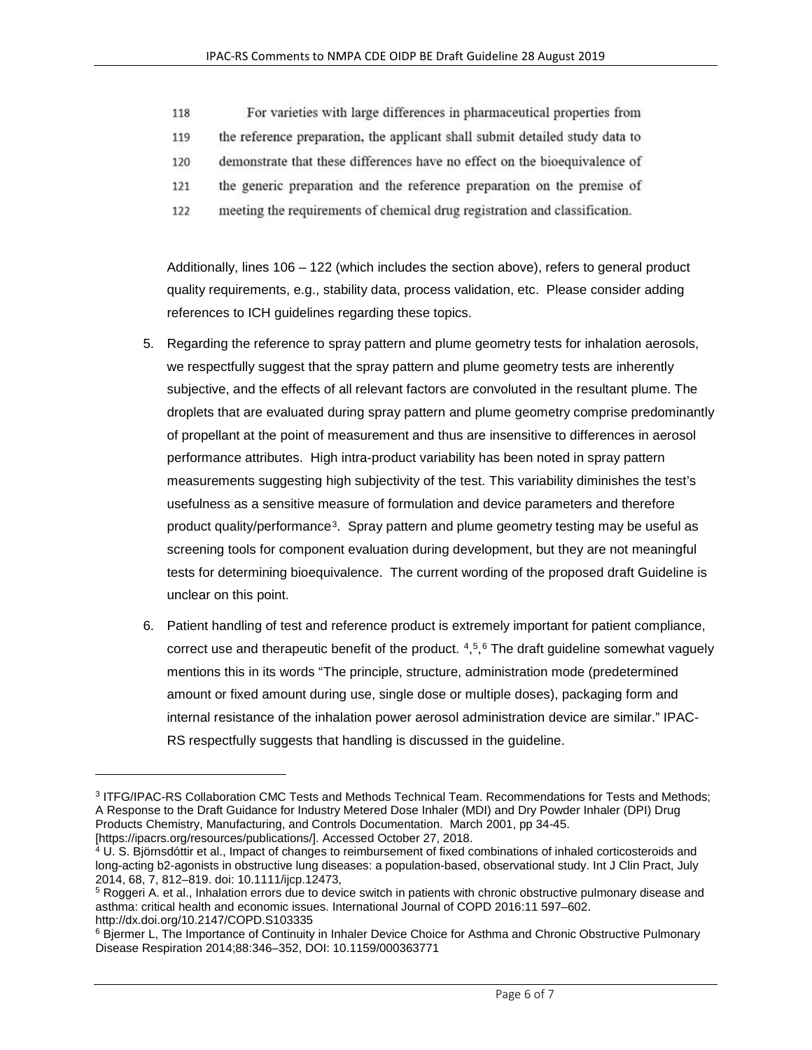118 For varieties with large differences in pharmaceutical properties from
119 the reference preparation, the applicant shall submit detailed study data to
120 demonstrate that these differences have no effect on the bioequivalence of
121 the generic preparation and the reference preparation on the premise of
122 meeting the requirements of chemical drug registration and classification.

Additionally, lines 106 – 122 (which includes the section above), refers to general product quality requirements, e.g., stability data, process validation, etc. Please consider adding references to ICH guidelines regarding these topics.

5. Regarding the reference to spray pattern and plume geometry tests for inhalation aerosols, we respectfully suggest that the spray pattern and plume geometry tests are inherently subjective, and the effects of all relevant factors are convoluted in the resultant plume. The droplets that are evaluated during spray pattern and plume geometry comprise predominantly of propellant at the point of measurement and thus are insensitive to differences in aerosol performance attributes. High intra-product variability has been noted in spray pattern measurements suggesting high subjectivity of the test. This variability diminishes the test's usefulness as a sensitive measure of formulation and device parameters and therefore product quality/performance[3]. Spray pattern and plume geometry testing may be useful as screening tools for component evaluation during development, but they are not meaningful tests for determining bioequivalence. The current wording of the proposed draft Guideline is unclear on this point.

6. Patient handling of test and reference product is extremely important for patient compliance, correct use and therapeutic benefit of the product. [4,5,6] The draft guideline somewhat vaguely mentions this in its words "The principle, structure, administration mode (predetermined amount or fixed amount during use, single dose or multiple doses), packaging form and internal resistance of the inhalation power aerosol administration device are similar." IPAC-RS respectfully suggests that handling is discussed in the guideline.

---

[3] ITFG/IPAC-RS Collaboration CMC Tests and Methods Technical Team. Recommendations for Tests and Methods; A Response to the Draft Guidance for Industry Metered Dose Inhaler (MDI) and Dry Powder Inhaler (DPI) Drug Products Chemistry, Manufacturing, and Controls Documentation. March 2001, pp 34-45. [https://ipacrs.org/resources/publications/]. Accessed October 27, 2018.

[4] U. S. Björnsdóttir et al., Impact of changes to reimbursement of fixed combinations of inhaled corticosteroids and long-acting b2-agonists in obstructive lung diseases: a population-based, observational study. Int J Clin Pract, July 2014, 68, 7, 812–819. doi: 10.1111/ijcp.12473,

[5] Roggeri A. et al., Inhalation errors due to device switch in patients with chronic obstructive pulmonary disease and asthma: critical health and economic issues. International Journal of COPD 2016:11 597–602. http://dx.doi.org/10.2147/COPD.S103335

[6] Bjermer L, The Importance of Continuity in Inhaler Device Choice for Asthma and Chronic Obstructive Pulmonary Disease Respiration 2014;88:346–352, DOI: 10.1159/000363771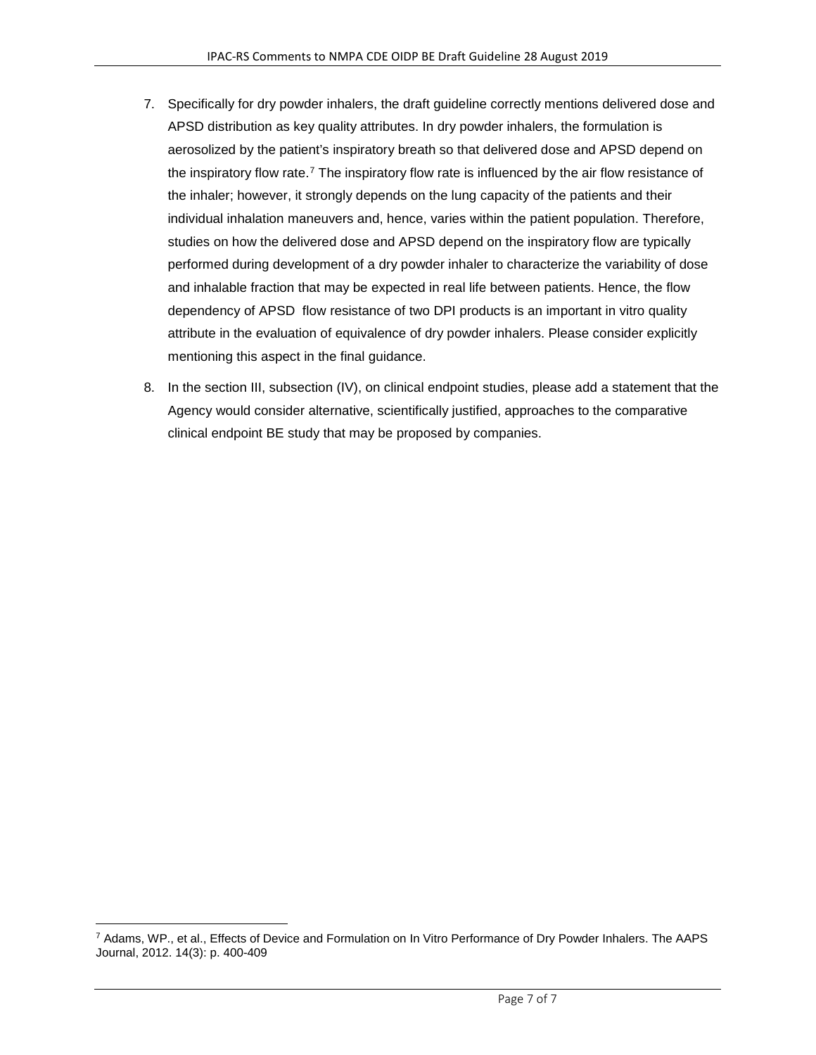7. Specifically for dry powder inhalers, the draft guideline correctly mentions delivered dose and APSD distribution as key quality attributes. In dry powder inhalers, the formulation is aerosolized by the patient's inspiratory breath so that delivered dose and APSD depend on the inspiratory flow rate.[7] The inspiratory flow rate is influenced by the air flow resistance of the inhaler; however, it strongly depends on the lung capacity of the patients and their individual inhalation maneuvers and, hence, varies within the patient population. Therefore, studies on how the delivered dose and APSD depend on the inspiratory flow are typically performed during development of a dry powder inhaler to characterize the variability of dose and inhalable fraction that may be expected in real life between patients. Hence, the flow dependency of APSD flow resistance of two DPI products is an important in vitro quality attribute in the evaluation of equivalence of dry powder inhalers. Please consider explicitly mentioning this aspect in the final guidance.

8. In the section III, subsection (IV), on clinical endpoint studies, please add a statement that the Agency would consider alternative, scientifically justified, approaches to the comparative clinical endpoint BE study that may be proposed by companies.

[7] Adams, WP., et al., Effects of Device and Formulation on In Vitro Performance of Dry Powder Inhalers. The AAPS Journal, 2012. 14(3): p. 400-409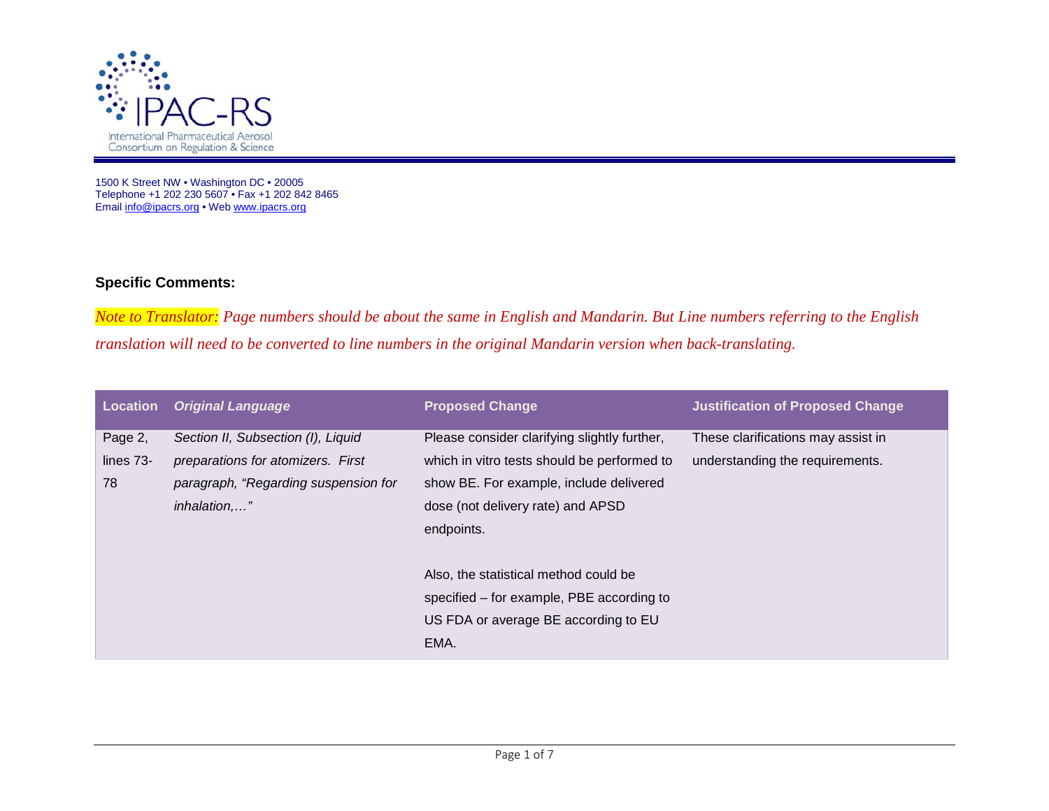IPAC-RS

International Pharmaceutical Aerosol Consortium on Regulation & Science

1500 K Street NW • Washington DC • 20005
Telephone +1 202 230 5607 • Fax +1 202 842 8465
Email info@ipacrs.org • Web www.ipacrs.org

**Specific Comments:**

*Note to Translator: Page numbers should be about the same in English and Mandarin. But Line numbers referring to the English translation will need to be converted to line numbers in the original Mandarin version when back-translating.*

| Location | *Original Language* | Proposed Change | Justification of Proposed Change |
|---|---|---|---|
| Page 2, lines 73-78 | *Section II, Subsection (I), Liquid preparations for atomizers. First paragraph, "Regarding suspension for inhalation,…"* | Please consider clarifying slightly further, which in vitro tests should be performed to show BE. For example, include delivered dose (not delivery rate) and APSD endpoints.<br><br>Also, the statistical method could be specified – for example, PBE according to US FDA or average BE according to EU EMA. | These clarifications may assist in understanding the requirements. |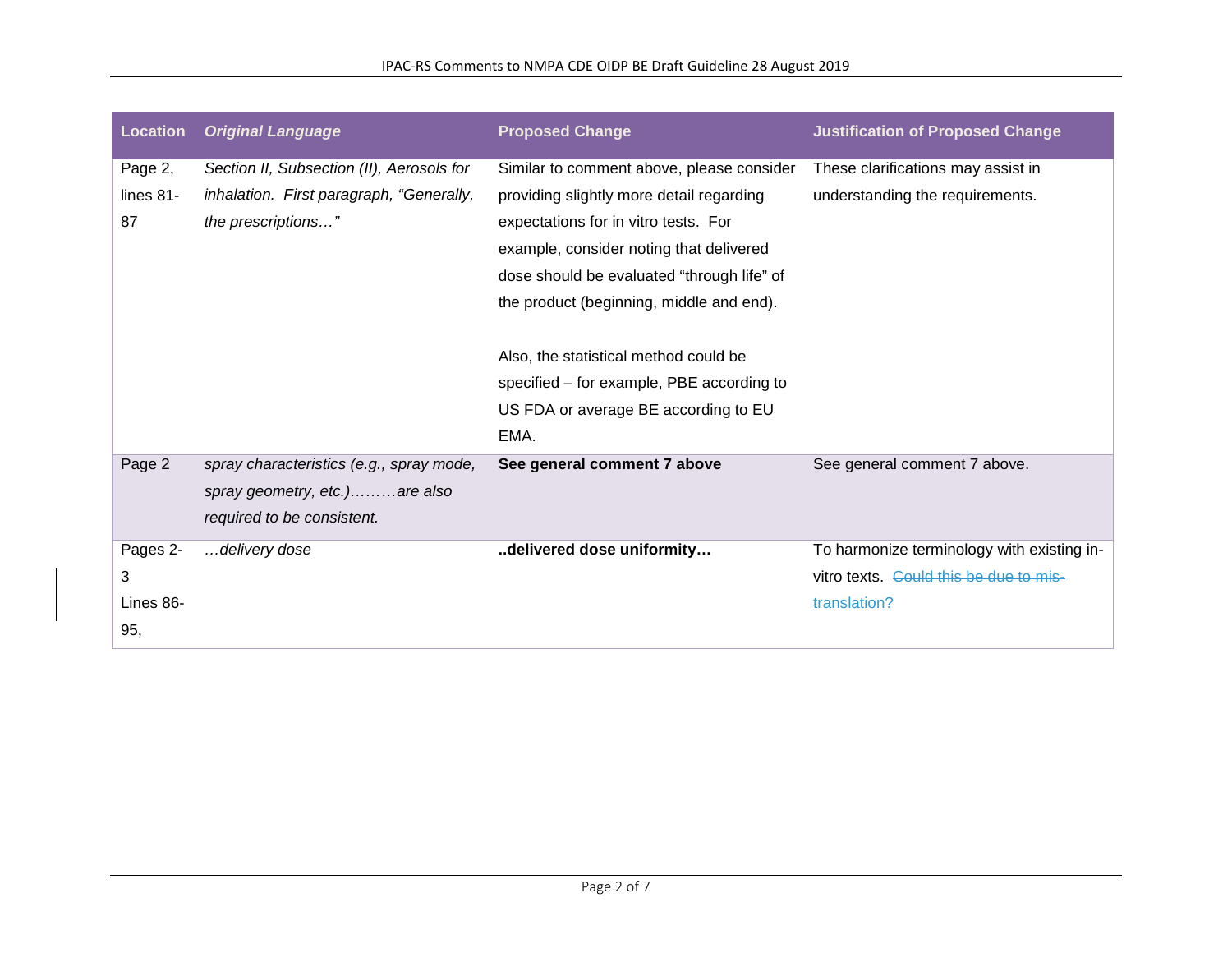| Location | *Original Language* | Proposed Change | Justification of Proposed Change |
|---|---|---|---|
| Page 2, lines 81-87 | *Section II, Subsection (II), Aerosols for inhalation. First paragraph, "Generally, the prescriptions…"* | Similar to comment above, please consider providing slightly more detail regarding expectations for in vitro tests. For example, consider noting that delivered dose should be evaluated "through life" of the product (beginning, middle and end).<br><br>Also, the statistical method could be specified – for example, PBE according to US FDA or average BE according to EU EMA. | These clarifications may assist in understanding the requirements. |
| Page 2 | *spray characteristics (e.g., spray mode, spray geometry, etc.)………are also required to be consistent.* | **See general comment 7 above** | See general comment 7 above. |
| Pages 2-3 Lines 86-95, | *…delivery dose* | **..delivered dose uniformity…** | To harmonize terminology with existing in-vitro texts. ~~Could this be due to mis-translation?~~ |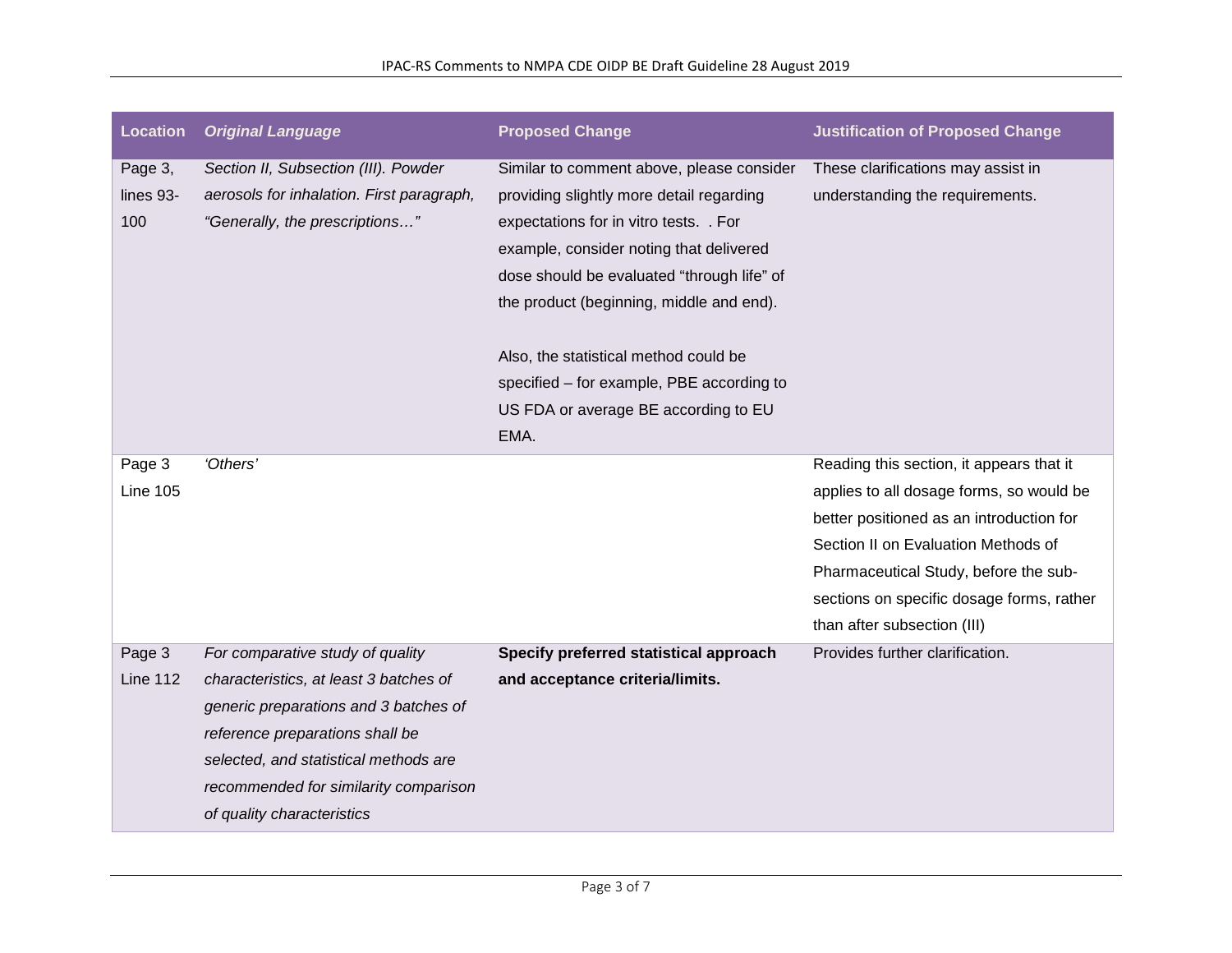| Location | *Original Language* | Proposed Change | Justification of Proposed Change |
|---|---|---|---|
| Page 3, lines 93-100 | *Section II, Subsection (III). Powder aerosols for inhalation. First paragraph, "Generally, the prescriptions…"* | Similar to comment above, please consider providing slightly more detail regarding expectations for in vitro tests.  . For example, consider noting that delivered dose should be evaluated "through life" of the product (beginning, middle and end).<br><br>Also, the statistical method could be specified – for example, PBE according to US FDA or average BE according to EU EMA. | These clarifications may assist in understanding the requirements. |
| Page 3 Line 105 | *'Others'* | | Reading this section, it appears that it applies to all dosage forms, so would be better positioned as an introduction for Section II on Evaluation Methods of Pharmaceutical Study, before the sub-sections on specific dosage forms, rather than after subsection (III) |
| Page 3 Line 112 | *For comparative study of quality characteristics, at least 3 batches of generic preparations and 3 batches of reference preparations shall be selected, and statistical methods are recommended for similarity comparison of quality characteristics* | **Specify preferred statistical approach and acceptance criteria/limits.** | Provides further clarification. |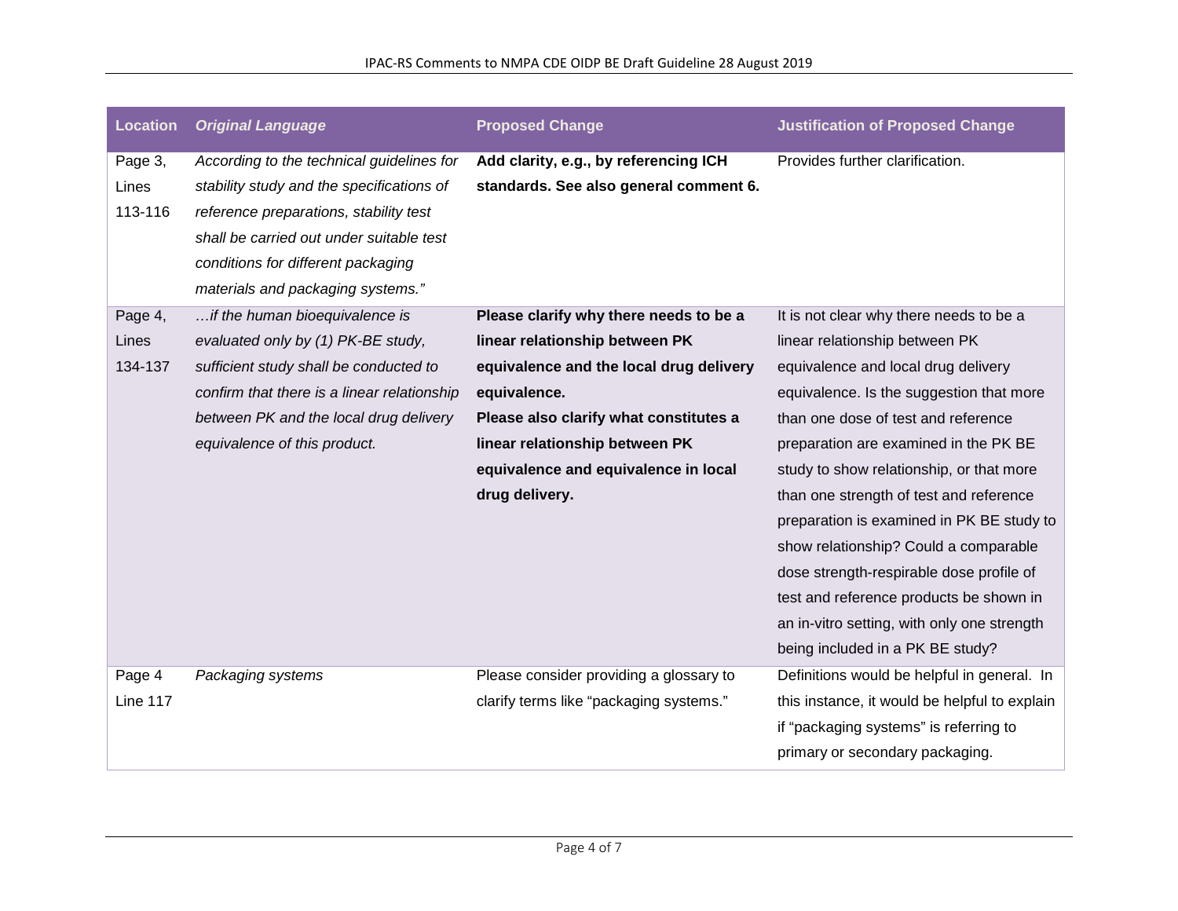| Location | *Original Language* | Proposed Change | Justification of Proposed Change |
|---|---|---|---|
| Page 3, Lines 113-116 | *According to the technical guidelines for stability study and the specifications of reference preparations, stability test shall be carried out under suitable test conditions for different packaging materials and packaging systems.”* | **Add clarity, e.g., by referencing ICH standards. See also general comment 6.** | Provides further clarification. |
| Page 4, Lines 134-137 | *…if the human bioequivalence is evaluated only by (1) PK-BE study, sufficient study shall be conducted to confirm that there is a linear relationship between PK and the local drug delivery equivalence of this product.* | **Please clarify why there needs to be a linear relationship between PK equivalence and the local drug delivery equivalence.** **Please also clarify what constitutes a linear relationship between PK equivalence and equivalence in local drug delivery.** | It is not clear why there needs to be a linear relationship between PK equivalence and local drug delivery equivalence. Is the suggestion that more than one dose of test and reference preparation are examined in the PK BE study to show relationship, or that more than one strength of test and reference preparation is examined in PK BE study to show relationship? Could a comparable dose strength-respirable dose profile of test and reference products be shown in an in-vitro setting, with only one strength being included in a PK BE study? |
| Page 4 Line 117 | *Packaging systems* | Please consider providing a glossary to clarify terms like “packaging systems.” | Definitions would be helpful in general. In this instance, it would be helpful to explain if “packaging systems” is referring to primary or secondary packaging. |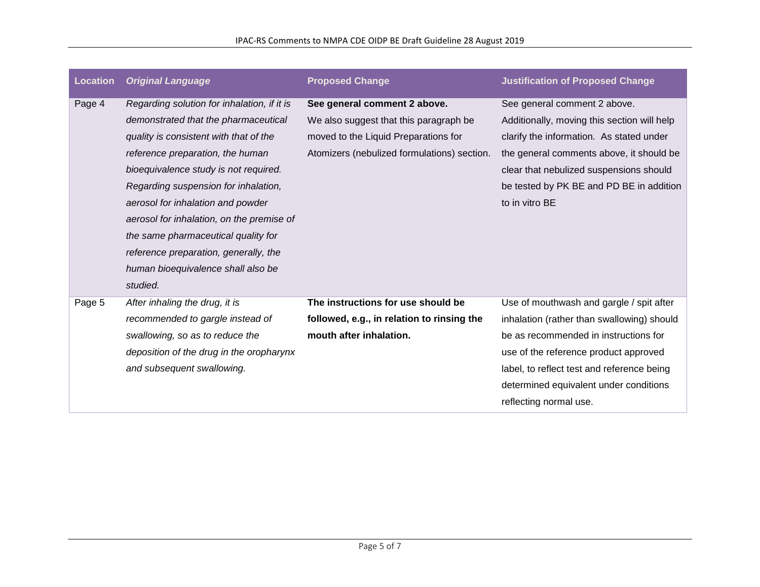| Location | *Original Language* | Proposed Change | Justification of Proposed Change |
|---|---|---|---|
| Page 4 | *Regarding solution for inhalation, if it is demonstrated that the pharmaceutical quality is consistent with that of the reference preparation, the human bioequivalence study is not required. Regarding suspension for inhalation, aerosol for inhalation and powder aerosol for inhalation, on the premise of the same pharmaceutical quality for reference preparation, generally, the human bioequivalence shall also be studied.* | **See general comment 2 above.** We also suggest that this paragraph be moved to the Liquid Preparations for Atomizers (nebulized formulations) section. | See general comment 2 above. Additionally, moving this section will help clarify the information. As stated under the general comments above, it should be clear that nebulized suspensions should be tested by PK BE and PD BE in addition to in vitro BE |
| Page 5 | *After inhaling the drug, it is recommended to gargle instead of swallowing, so as to reduce the deposition of the drug in the oropharynx and subsequent swallowing.* | **The instructions for use should be followed, e.g., in relation to rinsing the mouth after inhalation.** | Use of mouthwash and gargle / spit after inhalation (rather than swallowing) should be as recommended in instructions for use of the reference product approved label, to reflect test and reference being determined equivalent under conditions reflecting normal use. |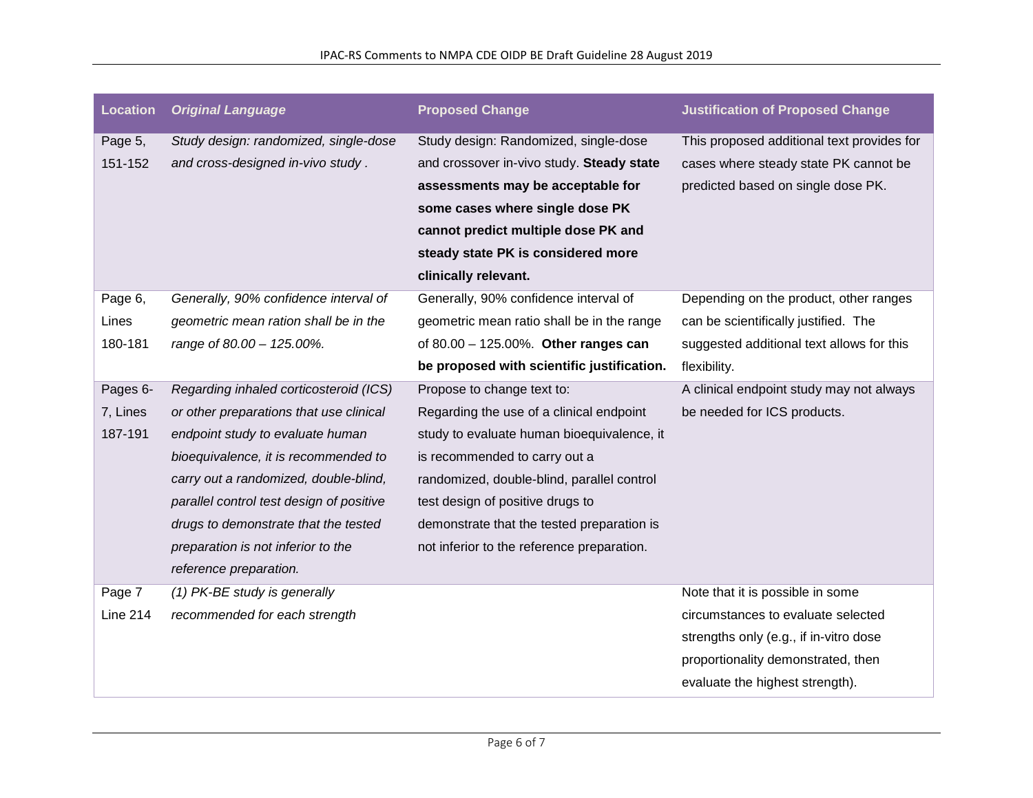| Location | *Original Language* | Proposed Change | Justification of Proposed Change |
| --- | --- | --- | --- |
| Page 5, 151-152 | *Study design: randomized, single-dose and cross-designed in-vivo study .* | Study design: Randomized, single-dose and crossover in-vivo study. **Steady state assessments may be acceptable for some cases where single dose PK cannot predict multiple dose PK and steady state PK is considered more clinically relevant.** | This proposed additional text provides for cases where steady state PK cannot be predicted based on single dose PK. |
| Page 6, Lines 180-181 | *Generally, 90% confidence interval of geometric mean ration shall be in the range of 80.00 – 125.00%.* | Generally, 90% confidence interval of geometric mean ratio shall be in the range of 80.00 – 125.00%. **Other ranges can be proposed with scientific justification.** | Depending on the product, other ranges can be scientifically justified. The suggested additional text allows for this flexibility. |
| Pages 6-7, Lines 187-191 | *Regarding inhaled corticosteroid (ICS) or other preparations that use clinical endpoint study to evaluate human bioequivalence, it is recommended to carry out a randomized, double-blind, parallel control test design of positive drugs to demonstrate that the tested preparation is not inferior to the reference preparation.* | Propose to change text to: Regarding the use of a clinical endpoint study to evaluate human bioequivalence, it is recommended to carry out a randomized, double-blind, parallel control test design of positive drugs to demonstrate that the tested preparation is not inferior to the reference preparation. | A clinical endpoint study may not always be needed for ICS products. |
| Page 7 Line 214 | *(1) PK-BE study is generally recommended for each strength* | | Note that it is possible in some circumstances to evaluate selected strengths only (e.g., if in-vitro dose proportionality demonstrated, then evaluate the highest strength). |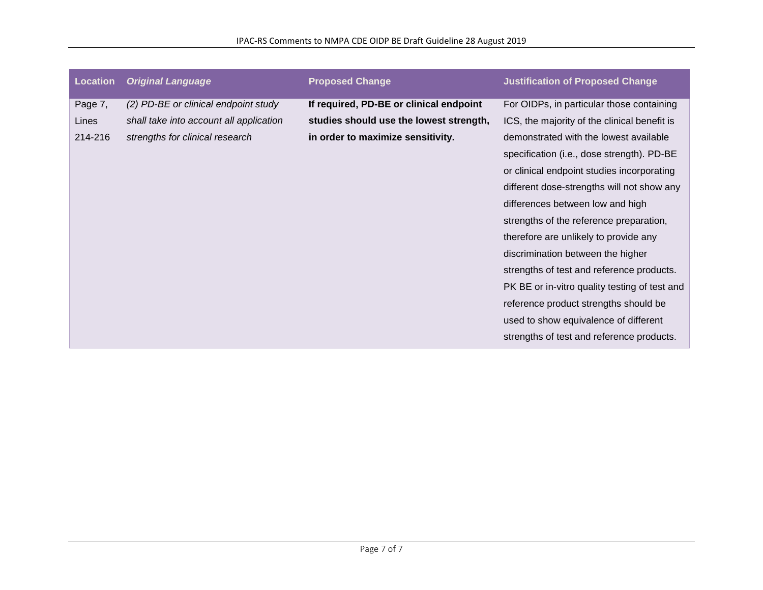| Location | *Original Language* | Proposed Change | Justification of Proposed Change |
| --- | --- | --- | --- |
| Page 7, Lines 214-216 | *(2) PD-BE or clinical endpoint study shall take into account all application strengths for clinical research* | **If required, PD-BE or clinical endpoint studies should use the lowest strength, in order to maximize sensitivity.** | For OIDPs, in particular those containing ICS, the majority of the clinical benefit is demonstrated with the lowest available specification (i.e., dose strength). PD-BE or clinical endpoint studies incorporating different dose-strengths will not show any differences between low and high strengths of the reference preparation, therefore are unlikely to provide any discrimination between the higher strengths of test and reference products. PK BE or in-vitro quality testing of test and reference product strengths should be used to show equivalence of different strengths of test and reference products. |